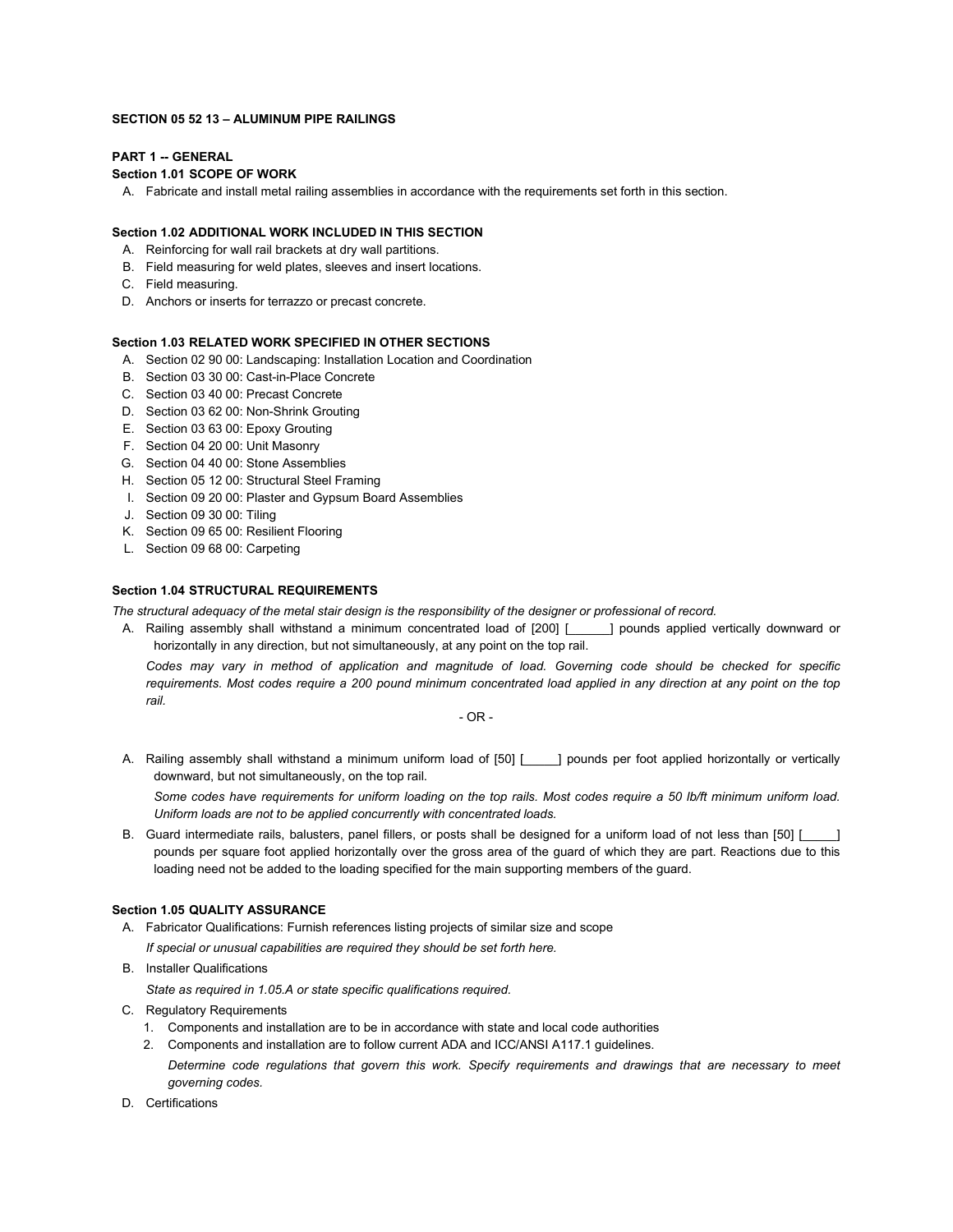## SECTION 05 52 13 – ALUMINUM PIPE RAILINGS

### PART 1 -- GENERAL

**Section 1.01 SCOPE OF WORK**

A. Fabricate and install metal railing assemblies in accordance with the requirements set forth in this section.

**Section 1.02 ADDITIONAL WORK INCLUDED IN THIS SECTION**

A. Reinforcing for wall rail brackets at dry wall partitions.
B. Field measuring for weld plates, sleeves and insert locations.
C. Field measuring.
D. Anchors or inserts for terrazzo or precast concrete.

**Section 1.03 RELATED WORK SPECIFIED IN OTHER SECTIONS**

A. Section 02 90 00: Landscaping: Installation Location and Coordination
B. Section 03 30 00: Cast-in-Place Concrete
C. Section 03 40 00: Precast Concrete
D. Section 03 62 00: Non-Shrink Grouting
E. Section 03 63 00: Epoxy Grouting
F. Section 04 20 00: Unit Masonry
G. Section 04 40 00: Stone Assemblies
H. Section 05 12 00: Structural Steel Framing
I. Section 09 20 00: Plaster and Gypsum Board Assemblies
J. Section 09 30 00: Tiling
K. Section 09 65 00: Resilient Flooring
L. Section 09 68 00: Carpeting

**Section 1.04 STRUCTURAL REQUIREMENTS**

*The structural adequacy of the metal stair design is the responsibility of the designer or professional of record.*

A. Railing assembly shall withstand a minimum concentrated load of [200] [______] pounds applied vertically downward or horizontally in any direction, but not simultaneously, at any point on the top rail.

*Codes may vary in method of application and magnitude of load. Governing code should be checked for specific requirements. Most codes require a 200 pound minimum concentrated load applied in any direction at any point on the top rail.*

- OR -

A. Railing assembly shall withstand a minimum uniform load of [50] [_____] pounds per foot applied horizontally or vertically downward, but not simultaneously, on the top rail.

*Some codes have requirements for uniform loading on the top rails. Most codes require a 50 lb/ft minimum uniform load. Uniform loads are not to be applied concurrently with concentrated loads.*

B. Guard intermediate rails, balusters, panel fillers, or posts shall be designed for a uniform load of not less than [50] [_____] pounds per square foot applied horizontally over the gross area of the guard of which they are part. Reactions due to this loading need not be added to the loading specified for the main supporting members of the guard.

**Section 1.05 QUALITY ASSURANCE**

A. Fabricator Qualifications: Furnish references listing projects of similar size and scope

*If special or unusual capabilities are required they should be set forth here.*

B. Installer Qualifications

*State as required in 1.05.A or state specific qualifications required.*

C. Regulatory Requirements
1. Components and installation are to be in accordance with state and local code authorities
2. Components and installation are to follow current ADA and ICC/ANSI A117.1 guidelines.

*Determine code regulations that govern this work. Specify requirements and drawings that are necessary to meet governing codes.*

D. Certifications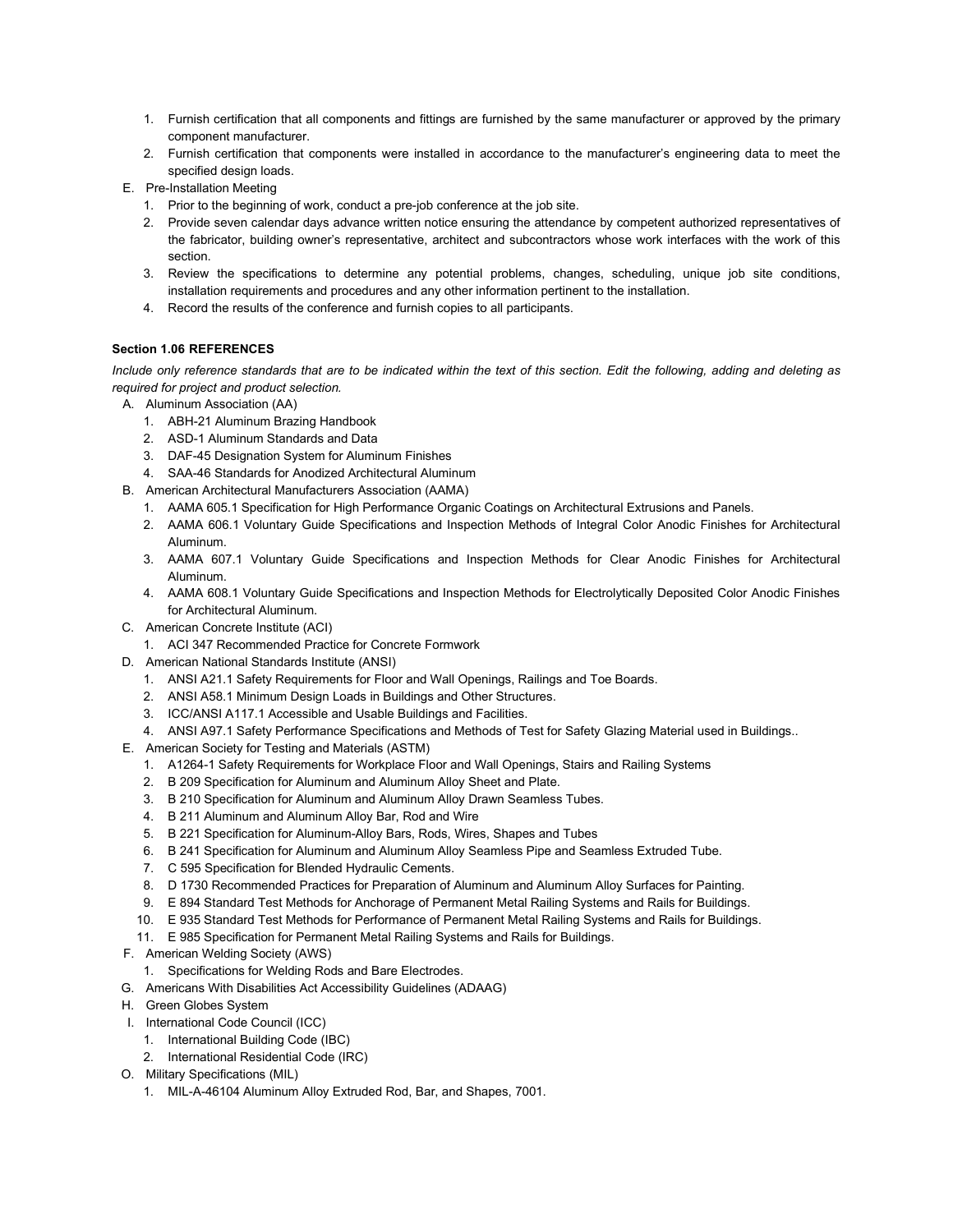1. Furnish certification that all components and fittings are furnished by the same manufacturer or approved by the primary component manufacturer.
2. Furnish certification that components were installed in accordance to the manufacturer's engineering data to meet the specified design loads.

E. Pre-Installation Meeting
1. Prior to the beginning of work, conduct a pre-job conference at the job site.
2. Provide seven calendar days advance written notice ensuring the attendance by competent authorized representatives of the fabricator, building owner's representative, architect and subcontractors whose work interfaces with the work of this section.
3. Review the specifications to determine any potential problems, changes, scheduling, unique job site conditions, installation requirements and procedures and any other information pertinent to the installation.
4. Record the results of the conference and furnish copies to all participants.

**Section 1.06 REFERENCES**

*Include only reference standards that are to be indicated within the text of this section. Edit the following, adding and deleting as required for project and product selection.*

A. Aluminum Association (AA)
1. ABH-21 Aluminum Brazing Handbook
2. ASD-1 Aluminum Standards and Data
3. DAF-45 Designation System for Aluminum Finishes
4. SAA-46 Standards for Anodized Architectural Aluminum

B. American Architectural Manufacturers Association (AAMA)
1. AAMA 605.1 Specification for High Performance Organic Coatings on Architectural Extrusions and Panels.
2. AAMA 606.1 Voluntary Guide Specifications and Inspection Methods of Integral Color Anodic Finishes for Architectural Aluminum.
3. AAMA 607.1 Voluntary Guide Specifications and Inspection Methods for Clear Anodic Finishes for Architectural Aluminum.
4. AAMA 608.1 Voluntary Guide Specifications and Inspection Methods for Electrolytically Deposited Color Anodic Finishes for Architectural Aluminum.

C. American Concrete Institute (ACI)
1. ACI 347 Recommended Practice for Concrete Formwork

D. American National Standards Institute (ANSI)
1. ANSI A21.1 Safety Requirements for Floor and Wall Openings, Railings and Toe Boards.
2. ANSI A58.1 Minimum Design Loads in Buildings and Other Structures.
3. ICC/ANSI A117.1 Accessible and Usable Buildings and Facilities.
4. ANSI A97.1 Safety Performance Specifications and Methods of Test for Safety Glazing Material used in Buildings..

E. American Society for Testing and Materials (ASTM)
1. A1264-1 Safety Requirements for Workplace Floor and Wall Openings, Stairs and Railing Systems
2. B 209 Specification for Aluminum and Aluminum Alloy Sheet and Plate.
3. B 210 Specification for Aluminum and Aluminum Alloy Drawn Seamless Tubes.
4. B 211 Aluminum and Aluminum Alloy Bar, Rod and Wire
5. B 221 Specification for Aluminum-Alloy Bars, Rods, Wires, Shapes and Tubes
6. B 241 Specification for Aluminum and Aluminum Alloy Seamless Pipe and Seamless Extruded Tube.
7. C 595 Specification for Blended Hydraulic Cements.
8. D 1730 Recommended Practices for Preparation of Aluminum and Aluminum Alloy Surfaces for Painting.
9. E 894 Standard Test Methods for Anchorage of Permanent Metal Railing Systems and Rails for Buildings.
10. E 935 Standard Test Methods for Performance of Permanent Metal Railing Systems and Rails for Buildings.
11. E 985 Specification for Permanent Metal Railing Systems and Rails for Buildings.

F. American Welding Society (AWS)
1. Specifications for Welding Rods and Bare Electrodes.

G. Americans With Disabilities Act Accessibility Guidelines (ADAAG)

H. Green Globes System

I. International Code Council (ICC)
1. International Building Code (IBC)
2. International Residential Code (IRC)

O. Military Specifications (MIL)
1. MIL-A-46104 Aluminum Alloy Extruded Rod, Bar, and Shapes, 7001.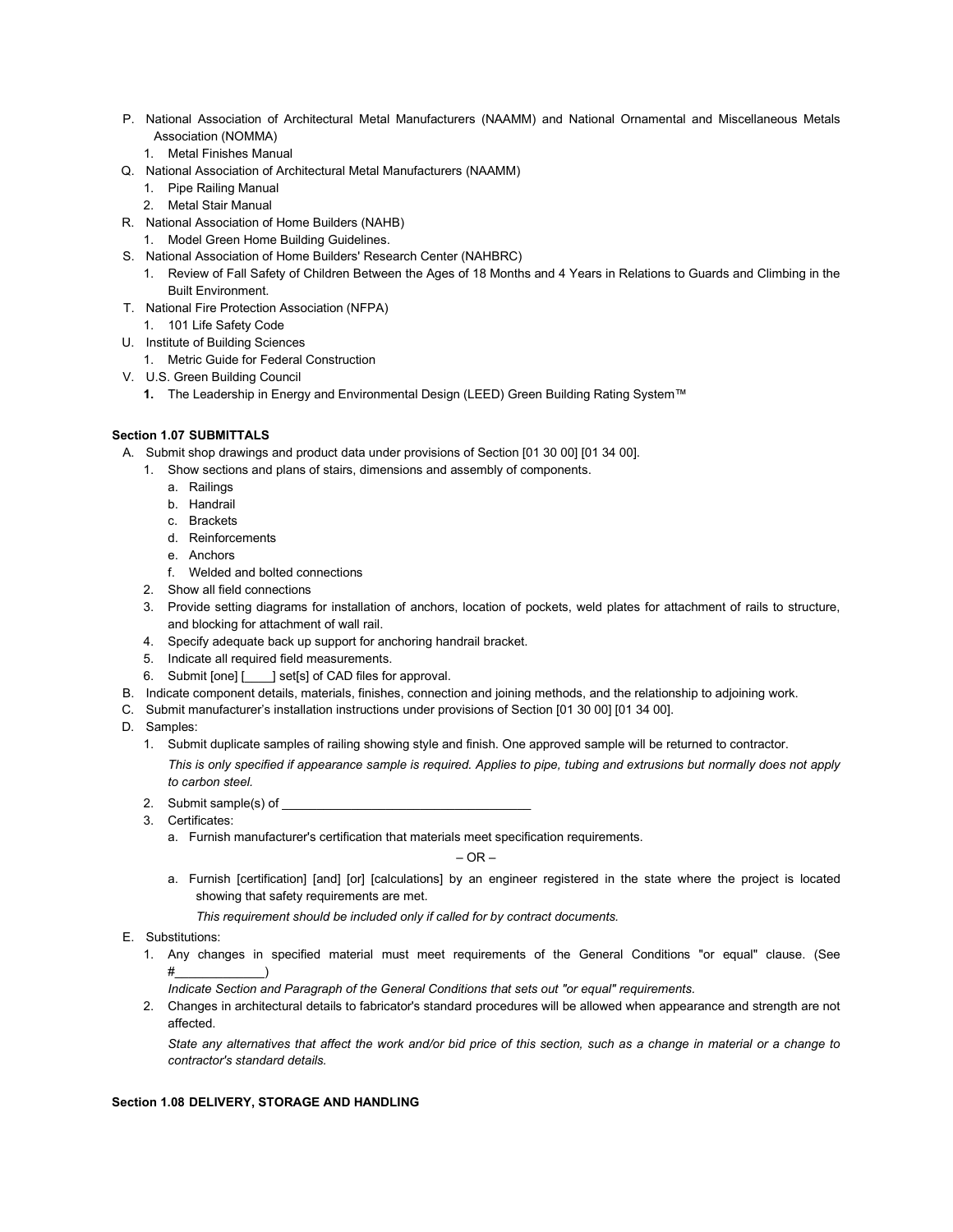P. National Association of Architectural Metal Manufacturers (NAAMM) and National Ornamental and Miscellaneous Metals Association (NOMMA)
   1. Metal Finishes Manual
Q. National Association of Architectural Metal Manufacturers (NAAMM)
   1. Pipe Railing Manual
   2. Metal Stair Manual
R. National Association of Home Builders (NAHB)
   1. Model Green Home Building Guidelines.
S. National Association of Home Builders' Research Center (NAHBRC)
   1. Review of Fall Safety of Children Between the Ages of 18 Months and 4 Years in Relations to Guards and Climbing in the Built Environment.
T. National Fire Protection Association (NFPA)
   1. 101 Life Safety Code
U. Institute of Building Sciences
   1. Metric Guide for Federal Construction
V. U.S. Green Building Council
   **1.** The Leadership in Energy and Environmental Design (LEED) Green Building Rating System™

**Section 1.07 SUBMITTALS**

A. Submit shop drawings and product data under provisions of Section [01 30 00] [01 34 00].
   1. Show sections and plans of stairs, dimensions and assembly of components.
      a. Railings
      b. Handrail
      c. Brackets
      d. Reinforcements
      e. Anchors
      f. Welded and bolted connections
   2. Show all field connections
   3. Provide setting diagrams for installation of anchors, location of pockets, weld plates for attachment of rails to structure, and blocking for attachment of wall rail.
   4. Specify adequate back up support for anchoring handrail bracket.
   5. Indicate all required field measurements.
   6. Submit [one] [____] set[s] of CAD files for approval.
B. Indicate component details, materials, finishes, connection and joining methods, and the relationship to adjoining work.
C. Submit manufacturer's installation instructions under provisions of Section [01 30 00] [01 34 00].
D. Samples:
   1. Submit duplicate samples of railing showing style and finish. One approved sample will be returned to contractor.

      *This is only specified if appearance sample is required. Applies to pipe, tubing and extrusions but normally does not apply to carbon steel.*
   2. Submit sample(s) of ____________________________________
   3. Certificates:
      a. Furnish manufacturer's certification that materials meet specification requirements.

      – OR –

      a. Furnish [certification] [and] [or] [calculations] by an engineer registered in the state where the project is located showing that safety requirements are met.

         *This requirement should be included only if called for by contract documents.*
E. Substitutions:
   1. Any changes in specified material must meet requirements of the General Conditions "or equal" clause. (See #_____________)

      *Indicate Section and Paragraph of the General Conditions that sets out "or equal" requirements.*
   2. Changes in architectural details to fabricator's standard procedures will be allowed when appearance and strength are not affected.

      *State any alternatives that affect the work and/or bid price of this section, such as a change in material or a change to contractor's standard details.*

**Section 1.08 DELIVERY, STORAGE AND HANDLING**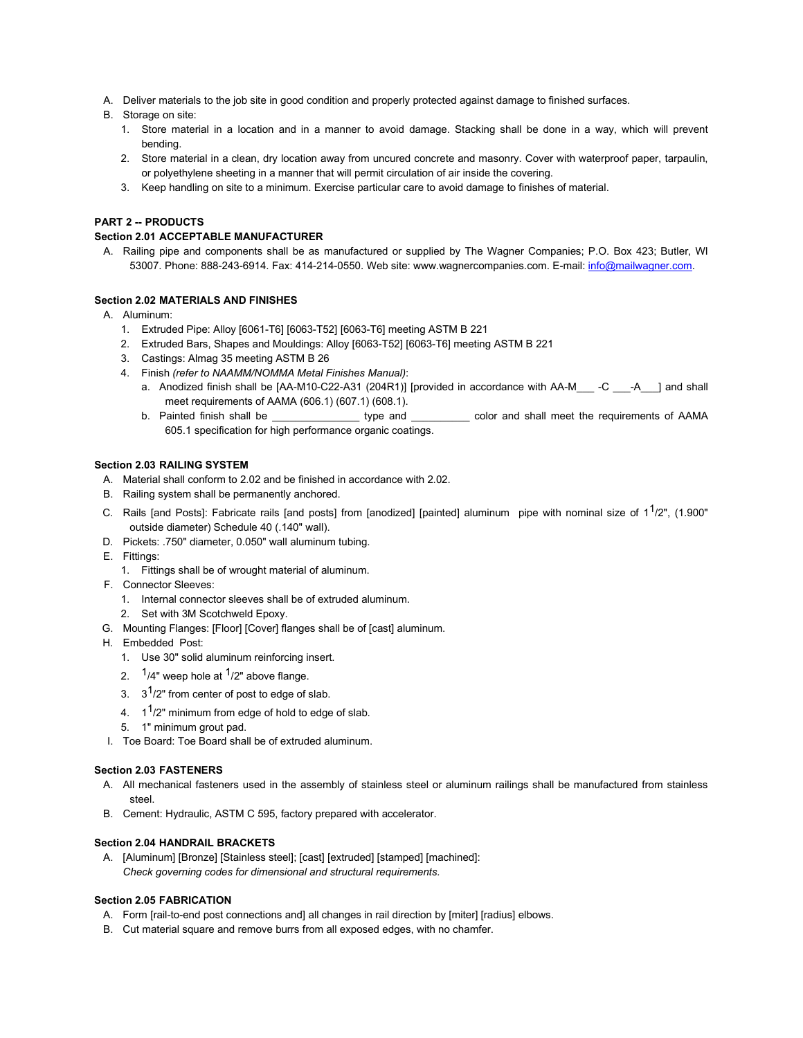A. Deliver materials to the job site in good condition and properly protected against damage to finished surfaces.

B. Storage on site:

   1. Store material in a location and in a manner to avoid damage. Stacking shall be done in a way, which will prevent bending.
   2. Store material in a clean, dry location away from uncured concrete and masonry. Cover with waterproof paper, tarpaulin, or polyethylene sheeting in a manner that will permit circulation of air inside the covering.
   3. Keep handling on site to a minimum. Exercise particular care to avoid damage to finishes of material.

**PART 2 -- PRODUCTS**

**Section 2.01 ACCEPTABLE MANUFACTURER**

A. Railing pipe and components shall be as manufactured or supplied by The Wagner Companies; P.O. Box 423; Butler, WI 53007. Phone: 888-243-6914. Fax: 414-214-0550. Web site: www.wagnercompanies.com. E-mail: info@mailwagner.com.

**Section 2.02 MATERIALS AND FINISHES**

A. Aluminum:

   1. Extruded Pipe: Alloy [6061-T6] [6063-T52] [6063-T6] meeting ASTM B 221
   2. Extruded Bars, Shapes and Mouldings: Alloy [6063-T52] [6063-T6] meeting ASTM B 221
   3. Castings: Almag 35 meeting ASTM B 26
   4. Finish *(refer to NAAMM/NOMMA Metal Finishes Manual)*:
      a. Anodized finish shall be [AA-M10-C22-A31 (204R1)] [provided in accordance with AA-M___ -C ___-A___] and shall meet requirements of AAMA (606.1) (607.1) (608.1).
      b. Painted finish shall be _______________ type and __________ color and shall meet the requirements of AAMA 605.1 specification for high performance organic coatings.

**Section 2.03 RAILING SYSTEM**

A. Material shall conform to 2.02 and be finished in accordance with 2.02.

B. Railing system shall be permanently anchored.

C. Rails [and Posts]: Fabricate rails [and posts] from [anodized] [painted] aluminum pipe with nominal size of 1 1/2", (1.900" outside diameter) Schedule 40 (.140" wall).

D. Pickets: .750" diameter, 0.050" wall aluminum tubing.

E. Fittings:

   1. Fittings shall be of wrought material of aluminum.

F. Connector Sleeves:

   1. Internal connector sleeves shall be of extruded aluminum.
   2. Set with 3M Scotchweld Epoxy.

G. Mounting Flanges: [Floor] [Cover] flanges shall be of [cast] aluminum.

H. Embedded Post:

   1. Use 30" solid aluminum reinforcing insert.
   2. 1/4" weep hole at 1/2" above flange.
   3. 3 1/2" from center of post to edge of slab.
   4. 1 1/2" minimum from edge of hold to edge of slab.
   5. 1" minimum grout pad.

I. Toe Board: Toe Board shall be of extruded aluminum.

**Section 2.03 FASTENERS**

A. All mechanical fasteners used in the assembly of stainless steel or aluminum railings shall be manufactured from stainless steel.

B. Cement: Hydraulic, ASTM C 595, factory prepared with accelerator.

**Section 2.04 HANDRAIL BRACKETS**

A. [Aluminum] [Bronze] [Stainless steel]; [cast] [extruded] [stamped] [machined]:
   *Check governing codes for dimensional and structural requirements.*

**Section 2.05 FABRICATION**

A. Form [rail-to-end post connections and] all changes in rail direction by [miter] [radius] elbows.

B. Cut material square and remove burrs from all exposed edges, with no chamfer.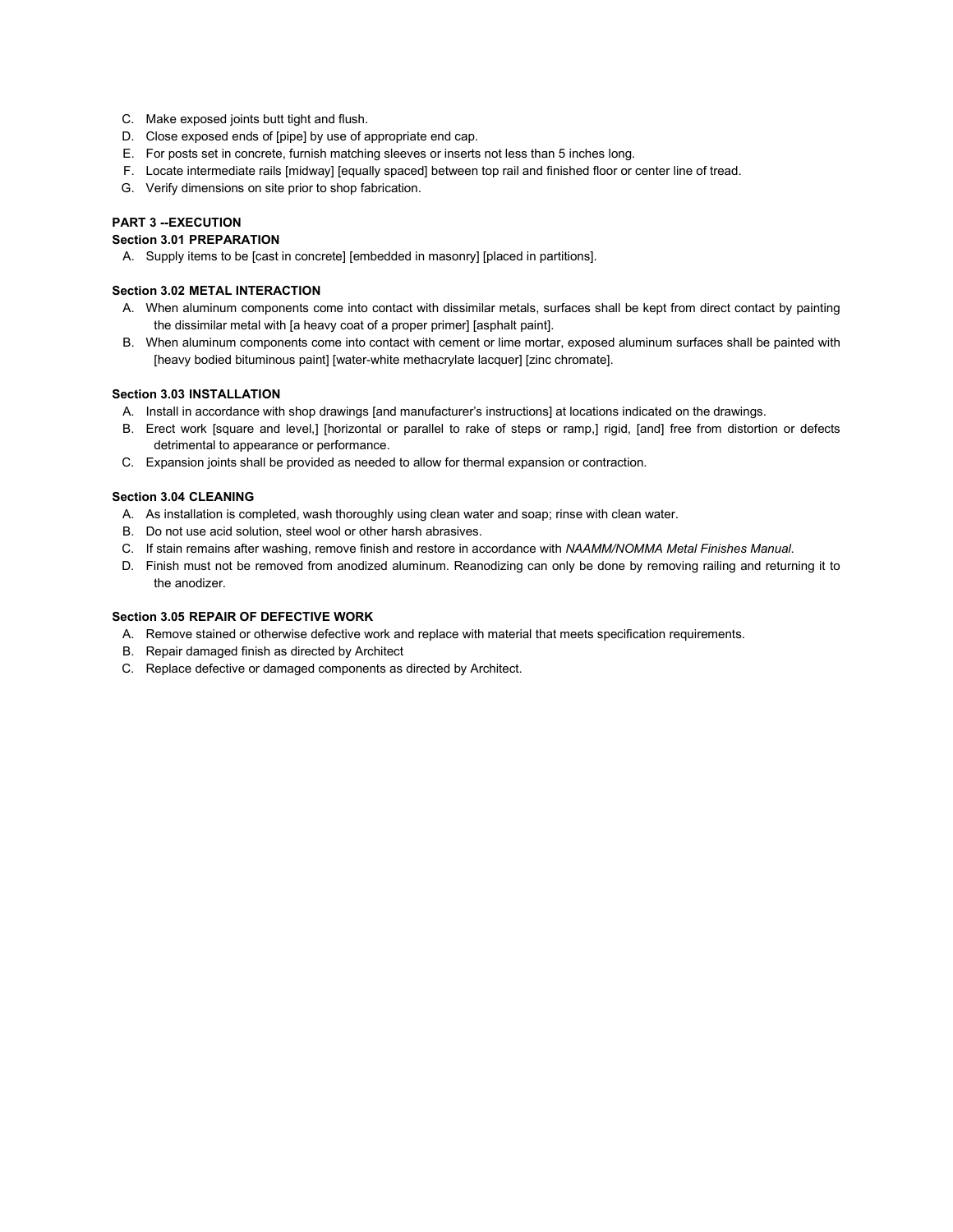C. Make exposed joints butt tight and flush.
D. Close exposed ends of [pipe] by use of appropriate end cap.
E. For posts set in concrete, furnish matching sleeves or inserts not less than 5 inches long.
F. Locate intermediate rails [midway] [equally spaced] between top rail and finished floor or center line of tread.
G. Verify dimensions on site prior to shop fabrication.

**PART 3 --EXECUTION**

**Section 3.01 PREPARATION**

A. Supply items to be [cast in concrete] [embedded in masonry] [placed in partitions].

**Section 3.02 METAL INTERACTION**

A. When aluminum components come into contact with dissimilar metals, surfaces shall be kept from direct contact by painting the dissimilar metal with [a heavy coat of a proper primer] [asphalt paint].
B. When aluminum components come into contact with cement or lime mortar, exposed aluminum surfaces shall be painted with [heavy bodied bituminous paint] [water-white methacrylate lacquer] [zinc chromate].

**Section 3.03 INSTALLATION**

A. Install in accordance with shop drawings [and manufacturer's instructions] at locations indicated on the drawings.
B. Erect work [square and level,] [horizontal or parallel to rake of steps or ramp,] rigid, [and] free from distortion or defects detrimental to appearance or performance.
C. Expansion joints shall be provided as needed to allow for thermal expansion or contraction.

**Section 3.04 CLEANING**

A. As installation is completed, wash thoroughly using clean water and soap; rinse with clean water.
B. Do not use acid solution, steel wool or other harsh abrasives.
C. If stain remains after washing, remove finish and restore in accordance with *NAAMM/NOMMA Metal Finishes Manual*.
D. Finish must not be removed from anodized aluminum. Reanodizing can only be done by removing railing and returning it to the anodizer.

**Section 3.05 REPAIR OF DEFECTIVE WORK**

A. Remove stained or otherwise defective work and replace with material that meets specification requirements.
B. Repair damaged finish as directed by Architect
C. Replace defective or damaged components as directed by Architect.